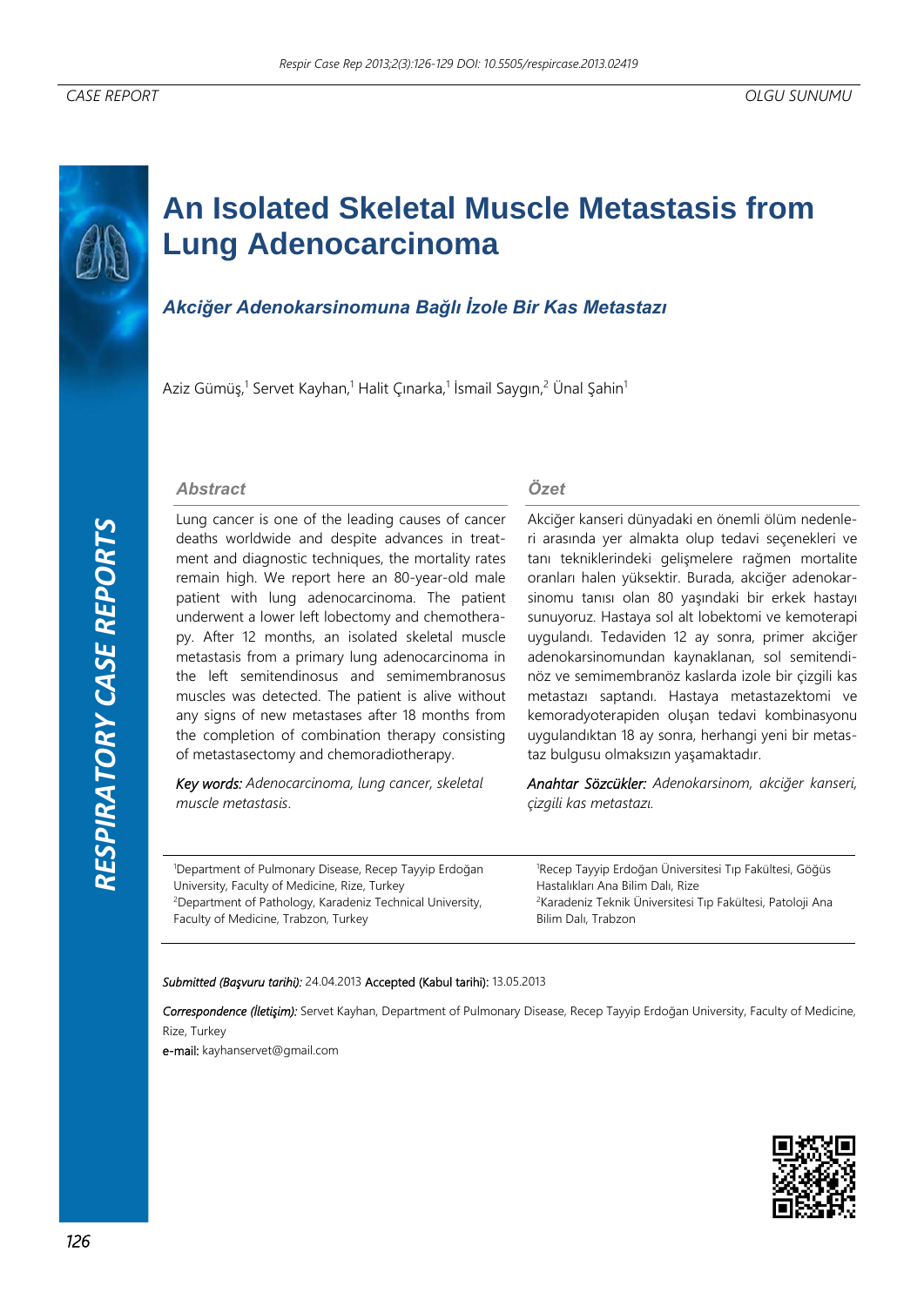CASE REPORT

OLGU SUNUMU

# An Isolated Skeletal Muscle Metastasis from Lung Adenocarcinoma

## *Akciğer Adenokarsinomuna Bağlı İzole Bir Kas Metastazı*

Aziz Gümüş,[1] Servet Kayhan,[1] Halit Çınarka,[1] İsmail Saygın,[2] Ünal Şahin[1]

### Abstract

Lung cancer is one of the leading causes of cancer deaths worldwide and despite advances in treatment and diagnostic techniques, the mortality rates remain high. We report here an 80-year-old male patient with lung adenocarcinoma. The patient underwent a lower left lobectomy and chemotherapy. After 12 months, an isolated skeletal muscle metastasis from a primary lung adenocarcinoma in the left semitendinosus and semimembranosus muscles was detected. The patient is alive without any signs of new metastases after 18 months from the completion of combination therapy consisting of metastasectomy and chemoradiotherapy.

*Key words:* *Adenocarcinoma, lung cancer, skeletal muscle metastasis.*

### Özet

Akciğer kanseri dünyadaki en önemli ölüm nedenleri arasında yer almakta olup tedavi seçenekleri ve tanı tekniklerindeki gelişmelere rağmen mortalite oranları halen yüksektir. Burada, akciğer adenokarsinomu tanısı olan 80 yaşındaki bir erkek hastayı sunuyoruz. Hastaya sol alt lobektomi ve kemoterapi uygulandı. Tedaviden 12 ay sonra, primer akciğer adenokarsinomundan kaynaklanan, sol semitendinöz ve semimembranöz kaslarda izole bir çizgili kas metastazı saptandı. Hastaya metastazektomi ve kemoradyoterapiden oluşan tedavi kombinasyonu uygulandıktan 18 ay sonra, herhangi yeni bir metastaz bulgusu olmaksızın yaşamaktadır.

*Anahtar Sözcükler:* *Adenokarsinom, akciğer kanseri, çizgili kas metastazı.*

[1]Department of Pulmonary Disease, Recep Tayyip Erdoğan University, Faculty of Medicine, Rize, Turkey
[2]Department of Pathology, Karadeniz Technical University, Faculty of Medicine, Trabzon, Turkey

[1]Recep Tayyip Erdoğan Üniversitesi Tıp Fakültesi, Göğüs Hastalıkları Ana Bilim Dalı, Rize
[2]Karadeniz Teknik Üniversitesi Tıp Fakültesi, Patoloji Ana Bilim Dalı, Trabzon

*Submitted (Başvuru tarihi):* 24.04.2013 Accepted (Kabul tarihi): 13.05.2013

*Correspondence (İletişim):* Servet Kayhan, Department of Pulmonary Disease, Recep Tayyip Erdoğan University, Faculty of Medicine, Rize, Turkey

e-mail: kayhanservet@gmail.com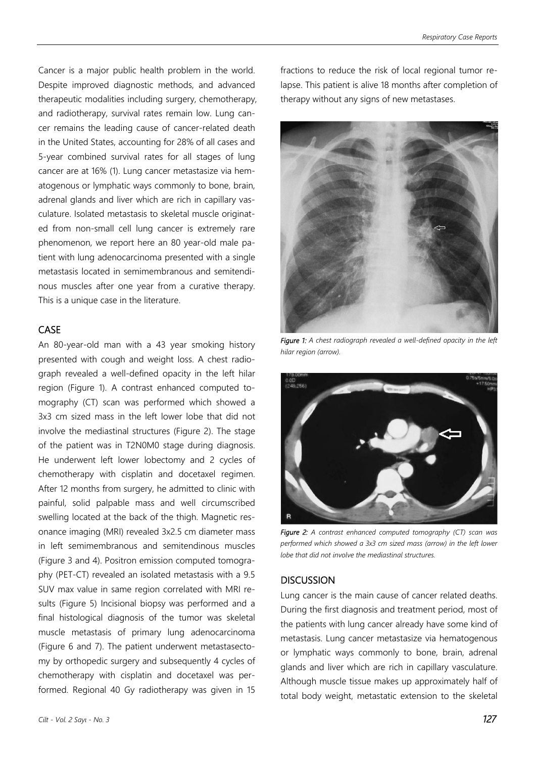Cancer is a major public health problem in the world. Despite improved diagnostic methods, and advanced therapeutic modalities including surgery, chemotherapy, and radiotherapy, survival rates remain low. Lung cancer remains the leading cause of cancer-related death in the United States, accounting for 28% of all cases and 5-year combined survival rates for all stages of lung cancer are at 16% (1). Lung cancer metastasize via hematogenous or lymphatic ways commonly to bone, brain, adrenal glands and liver which are rich in capillary vasculature. Isolated metastasis to skeletal muscle originated from non-small cell lung cancer is extremely rare phenomenon, we report here an 80 year-old male patient with lung adenocarcinoma presented with a single metastasis located in semimembranous and semitendinous muscles after one year from a curative therapy. This is a unique case in the literature.

## CASE

An 80-year-old man with a 43 year smoking history presented with cough and weight loss. A chest radiograph revealed a well-defined opacity in the left hilar region (Figure 1). A contrast enhanced computed tomography (CT) scan was performed which showed a 3x3 cm sized mass in the left lower lobe that did not involve the mediastinal structures (Figure 2). The stage of the patient was in T2N0M0 stage during diagnosis. He underwent left lower lobectomy and 2 cycles of chemotherapy with cisplatin and docetaxel regimen. After 12 months from surgery, he admitted to clinic with painful, solid palpable mass and well circumscribed swelling located at the back of the thigh. Magnetic resonance imaging (MRI) revealed 3x2.5 cm diameter mass in left semimembranous and semitendinous muscles (Figure 3 and 4). Positron emission computed tomography (PET-CT) revealed an isolated metastasis with a 9.5 SUV max value in same region correlated with MRI results (Figure 5) Incisional biopsy was performed and a final histological diagnosis of the tumor was skeletal muscle metastasis of primary lung adenocarcinoma (Figure 6 and 7). The patient underwent metastasectomy by orthopedic surgery and subsequently 4 cycles of chemotherapy with cisplatin and docetaxel was performed. Regional 40 Gy radiotherapy was given in 15 fractions to reduce the risk of local regional tumor relapse. This patient is alive 18 months after completion of therapy without any signs of new metastases.

*Figure 1: A chest radiograph revealed a well-defined opacity in the left hilar region (arrow).*

*Figure 2: A contrast enhanced computed tomography (CT) scan was performed which showed a 3x3 cm sized mass (arrow) in the left lower lobe that did not involve the mediastinal structures.*

## DISCUSSION

Lung cancer is the main cause of cancer related deaths. During the first diagnosis and treatment period, most of the patients with lung cancer already have some kind of metastasis. Lung cancer metastasize via hematogenous or lymphatic ways commonly to bone, brain, adrenal glands and liver which are rich in capillary vasculature. Although muscle tissue makes up approximately half of total body weight, metastatic extension to the skeletal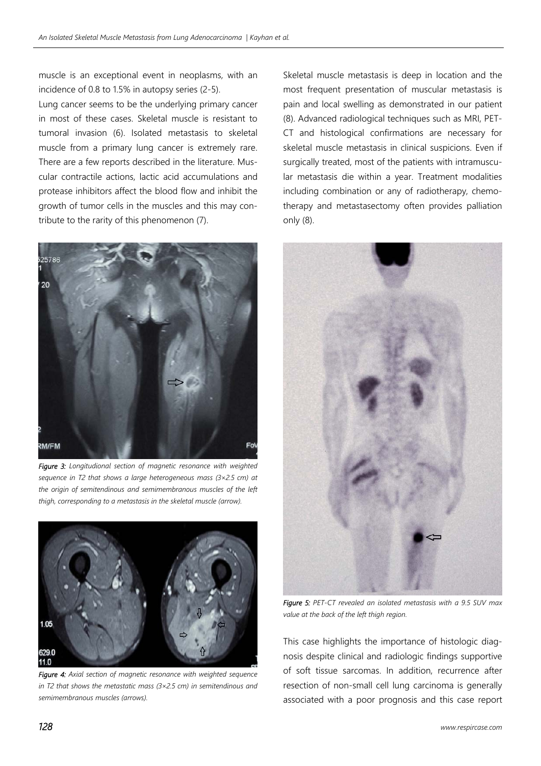muscle is an exceptional event in neoplasms, with an incidence of 0.8 to 1.5% in autopsy series (2-5).

Lung cancer seems to be the underlying primary cancer in most of these cases. Skeletal muscle is resistant to tumoral invasion (6). Isolated metastasis to skeletal muscle from a primary lung cancer is extremely rare. There are a few reports described in the literature. Muscular contractile actions, lactic acid accumulations and protease inhibitors affect the blood flow and inhibit the growth of tumor cells in the muscles and this may contribute to the rarity of this phenomenon (7).

*Figure 3: Longitudional section of magnetic resonance with weighted sequence in T2 that shows a large heterogeneous mass (3×2.5 cm) at the origin of semitendinous and semimembranous muscles of the left thigh, corresponding to a metastasis in the skeletal muscle (arrow).*

*Figure 4: Axial section of magnetic resonance with weighted sequence in T2 that shows the metastatic mass (3×2.5 cm) in semitendinous and semimembranous muscles (arrows).*

Skeletal muscle metastasis is deep in location and the most frequent presentation of muscular metastasis is pain and local swelling as demonstrated in our patient (8). Advanced radiological techniques such as MRI, PET-CT and histological confirmations are necessary for skeletal muscle metastasis in clinical suspicions. Even if surgically treated, most of the patients with intramuscular metastasis die within a year. Treatment modalities including combination or any of radiotherapy, chemotherapy and metastasectomy often provides palliation only (8).

*Figure 5: PET-CT revealed an isolated metastasis with a 9.5 SUV max value at the back of the left thigh region.*

This case highlights the importance of histologic diagnosis despite clinical and radiologic findings supportive of soft tissue sarcomas. In addition, recurrence after resection of non-small cell lung carcinoma is generally associated with a poor prognosis and this case report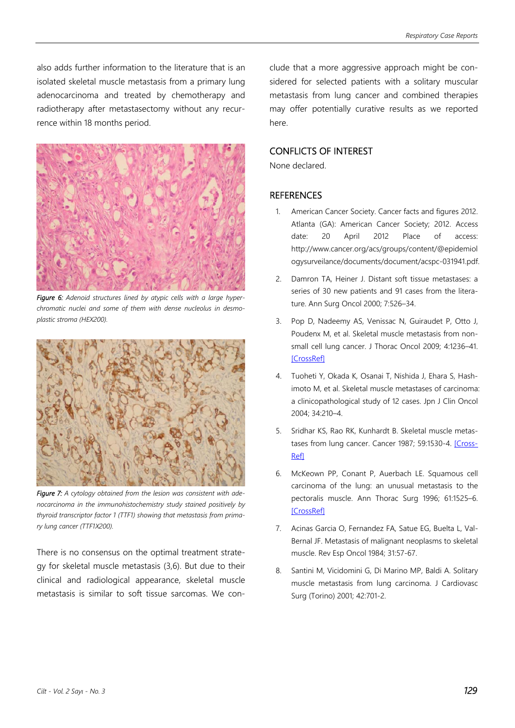also adds further information to the literature that is an isolated skeletal muscle metastasis from a primary lung adenocarcinoma and treated by chemotherapy and radiotherapy after metastasectomy without any recurrence within 18 months period.

***Figure 6:*** *Adenoid structures lined by atypic cells with a large hyperchromatic nuclei and some of them with dense nucleolus in desmoplastic stroma (HEX200).*

***Figure 7:*** *A cytology obtained from the lesion was consistent with adenocarcinoma in the immunohistochemistry study stained positively by thyroid transcriptor factor 1 (TTF1) showing that metastasis from primary lung cancer (TTF1X200).*

There is no consensus on the optimal treatment strategy for skeletal muscle metastasis (3,6). But due to their clinical and radiological appearance, skeletal muscle metastasis is similar to soft tissue sarcomas. We conclude that a more aggressive approach might be considered for selected patients with a solitary muscular metastasis from lung cancer and combined therapies may offer potentially curative results as we reported here.

## CONFLICTS OF INTEREST

None declared.

## REFERENCES

1. American Cancer Society. Cancer facts and figures 2012. Atlanta (GA): American Cancer Society; 2012. Access date: 20 April 2012 Place of access: http://www.cancer.org/acs/groups/content/@epidemiologysurveilance/documents/document/acspc-031941.pdf.
2. Damron TA, Heiner J. Distant soft tissue metastases: a series of 30 new patients and 91 cases from the literature. Ann Surg Oncol 2000; 7:526–34.
3. Pop D, Nadeemy AS, Venissac N, Guiraudet P, Otto J, Poudenx M, et al. Skeletal muscle metastasis from non-small cell lung cancer. J Thorac Oncol 2009; 4:1236–41. [CrossRef]
4. Tuoheti Y, Okada K, Osanai T, Nishida J, Ehara S, Hashimoto M, et al. Skeletal muscle metastases of carcinoma: a clinicopathological study of 12 cases. Jpn J Clin Oncol 2004; 34:210–4.
5. Sridhar KS, Rao RK, Kunhardt B. Skeletal muscle metastases from lung cancer. Cancer 1987; 59:1530-4. [CrossRef]
6. McKeown PP, Conant P, Auerbach LE. Squamous cell carcinoma of the lung: an unusual metastasis to the pectoralis muscle. Ann Thorac Surg 1996; 61:1525–6. [CrossRef]
7. Acinas Garcia O, Fernandez FA, Satue EG, Buelta L, Val-Bernal JF. Metastasis of malignant neoplasms to skeletal muscle. Rev Esp Oncol 1984; 31:57-67.
8. Santini M, Vicidomini G, Di Marino MP, Baldi A. Solitary muscle metastasis from lung carcinoma. J Cardiovasc Surg (Torino) 2001; 42:701-2.